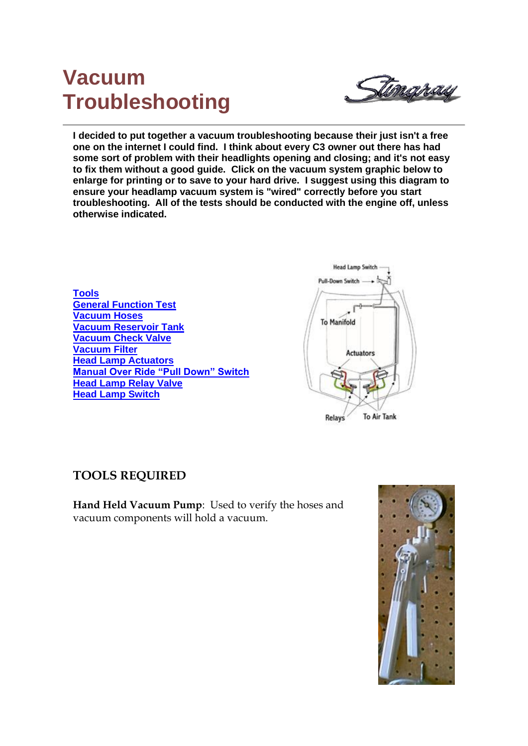# Vacuum Troubleshooting

**I decided to put together a vacuum troubleshooting because their just isn't a free one on the internet I could find. I think about every C3 owner out there has had some sort of problem with their headlights opening and closing; and it's not easy to fix them without a good guide. Click on the vacuum system graphic below to enlarge for printing or to save to your hard drive. I suggest using this diagram to ensure your headlamp vacuum system is "wired" correctly before you start troubleshooting. All of the tests should be conducted with the engine off, unless otherwise indicated.**

- Tools
- General Function Test
- Vacuum Hoses
- Vacuum Reservoir Tank
- Vacuum Check Valve
- Vacuum Filter
- Head Lamp Actuators
- Manual Over Ride "Pull Down" Switch
- Head Lamp Relay Valve
- Head Lamp Switch

## TOOLS REQUIRED

**Hand Held Vacuum Pump**: Used to verify the hoses and vacuum components will hold a vacuum.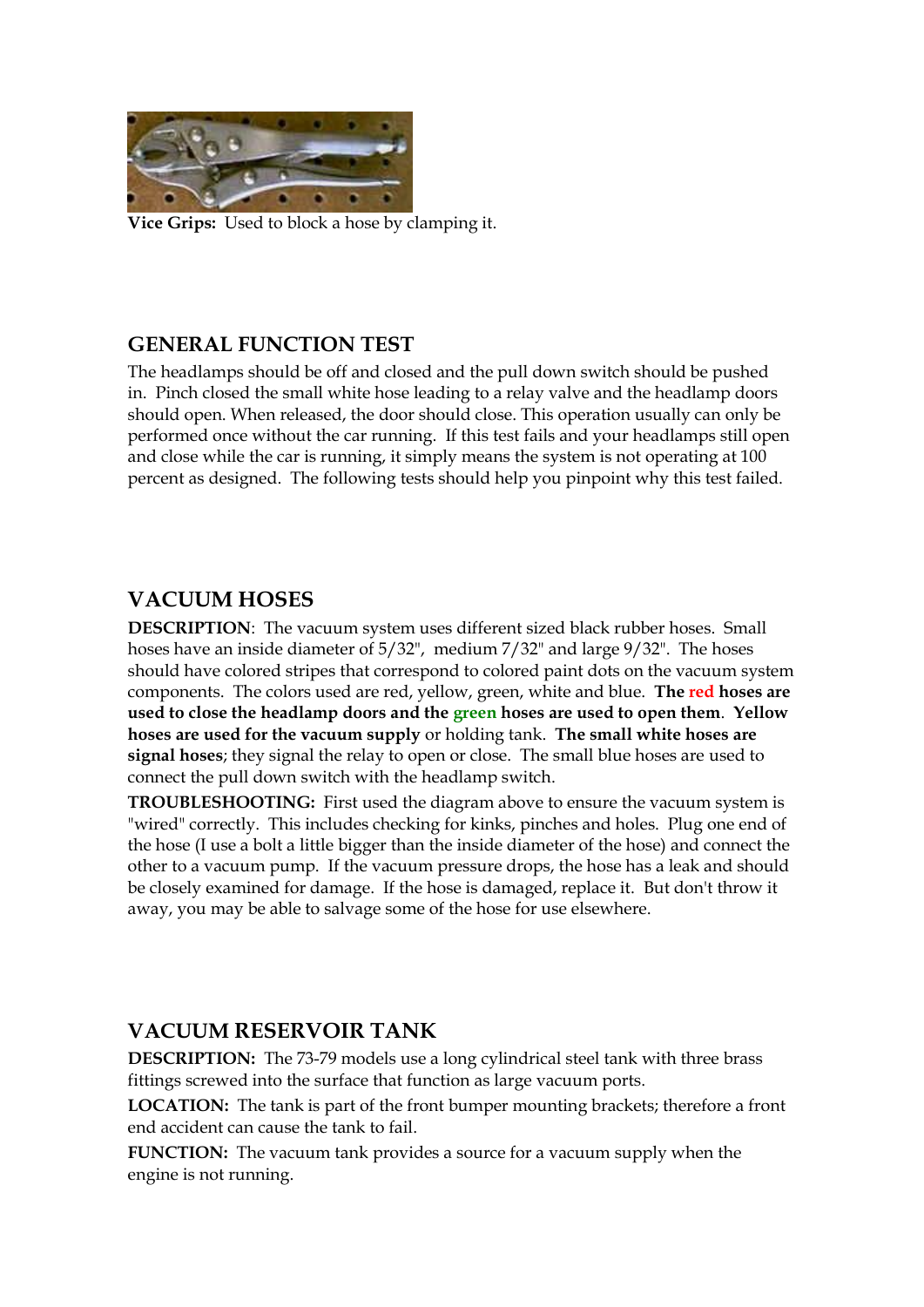**Vice Grips:** Used to block a hose by clamping it.

## GENERAL FUNCTION TEST

The headlamps should be off and closed and the pull down switch should be pushed in. Pinch closed the small white hose leading to a relay valve and the headlamp doors should open. When released, the door should close. This operation usually can only be performed once without the car running. If this test fails and your headlamps still open and close while the car is running, it simply means the system is not operating at 100 percent as designed. The following tests should help you pinpoint why this test failed.

## VACUUM HOSES

**DESCRIPTION**: The vacuum system uses different sized black rubber hoses. Small hoses have an inside diameter of 5/32", medium 7/32" and large 9/32". The hoses should have colored stripes that correspond to colored paint dots on the vacuum system components. The colors used are red, yellow, green, white and blue. **The red hoses are used to close the headlamp doors and the green hoses are used to open them**. **Yellow hoses are used for the vacuum supply** or holding tank. **The small white hoses are signal hoses**; they signal the relay to open or close. The small blue hoses are used to connect the pull down switch with the headlamp switch.

**TROUBLESHOOTING:** First used the diagram above to ensure the vacuum system is "wired" correctly. This includes checking for kinks, pinches and holes. Plug one end of the hose (I use a bolt a little bigger than the inside diameter of the hose) and connect the other to a vacuum pump. If the vacuum pressure drops, the hose has a leak and should be closely examined for damage. If the hose is damaged, replace it. But don't throw it away, you may be able to salvage some of the hose for use elsewhere.

## VACUUM RESERVOIR TANK

**DESCRIPTION:** The 73-79 models use a long cylindrical steel tank with three brass fittings screwed into the surface that function as large vacuum ports.

**LOCATION:** The tank is part of the front bumper mounting brackets; therefore a front end accident can cause the tank to fail.

**FUNCTION:** The vacuum tank provides a source for a vacuum supply when the engine is not running.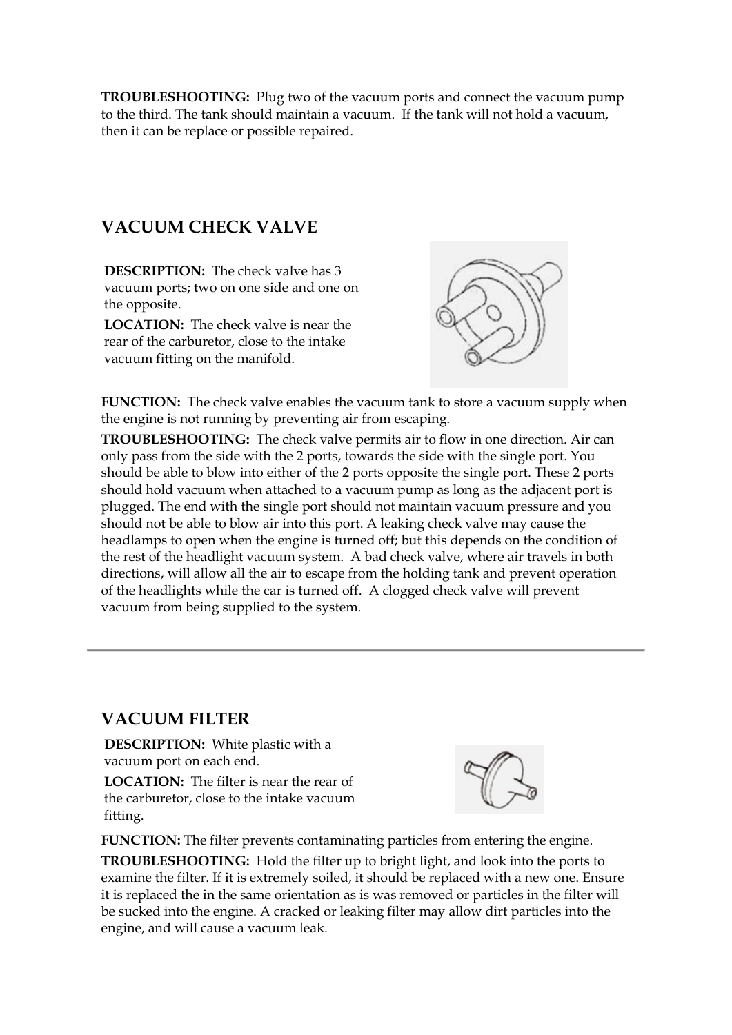**TROUBLESHOOTING:** Plug two of the vacuum ports and connect the vacuum pump to the third. The tank should maintain a vacuum. If the tank will not hold a vacuum, then it can be replace or possible repaired.

## VACUUM CHECK VALVE

**DESCRIPTION:** The check valve has 3 vacuum ports; two on one side and one on the opposite.

**LOCATION:** The check valve is near the rear of the carburetor, close to the intake vacuum fitting on the manifold.

**FUNCTION:** The check valve enables the vacuum tank to store a vacuum supply when the engine is not running by preventing air from escaping.

**TROUBLESHOOTING:** The check valve permits air to flow in one direction. Air can only pass from the side with the 2 ports, towards the side with the single port. You should be able to blow into either of the 2 ports opposite the single port. These 2 ports should hold vacuum when attached to a vacuum pump as long as the adjacent port is plugged. The end with the single port should not maintain vacuum pressure and you should not be able to blow air into this port. A leaking check valve may cause the headlamps to open when the engine is turned off; but this depends on the condition of the rest of the headlight vacuum system. A bad check valve, where air travels in both directions, will allow all the air to escape from the holding tank and prevent operation of the headlights while the car is turned off. A clogged check valve will prevent vacuum from being supplied to the system.

---

## VACUUM FILTER

**DESCRIPTION:** White plastic with a vacuum port on each end.

**LOCATION:** The filter is near the rear of the carburetor, close to the intake vacuum fitting.

**FUNCTION:** The filter prevents contaminating particles from entering the engine.

**TROUBLESHOOTING:** Hold the filter up to bright light, and look into the ports to examine the filter. If it is extremely soiled, it should be replaced with a new one. Ensure it is replaced the in the same orientation as is was removed or particles in the filter will be sucked into the engine. A cracked or leaking filter may allow dirt particles into the engine, and will cause a vacuum leak.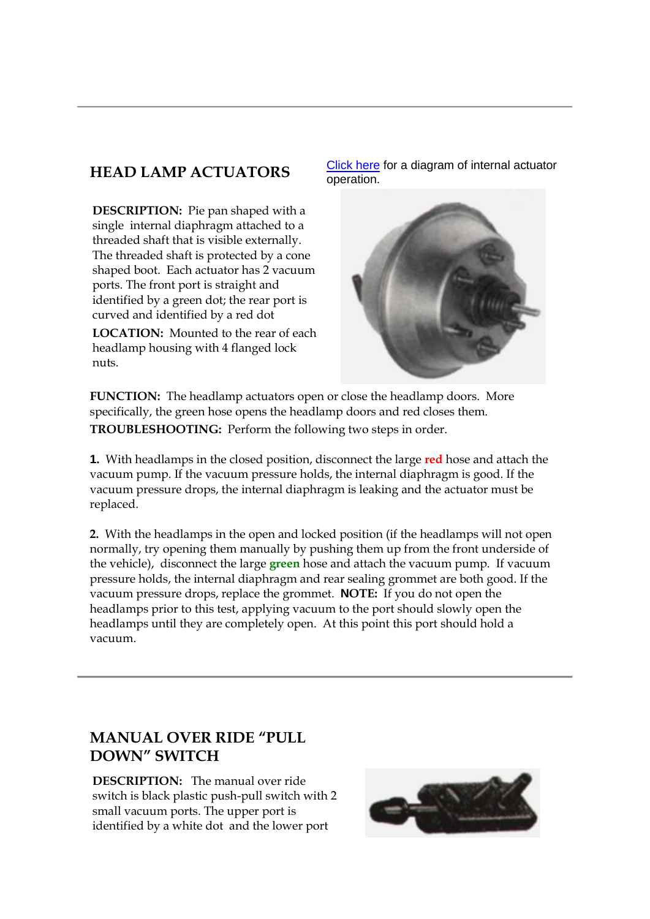---

## HEAD LAMP ACTUATORS

Click here for a diagram of internal actuator operation.

**DESCRIPTION:** Pie pan shaped with a single internal diaphragm attached to a threaded shaft that is visible externally. The threaded shaft is protected by a cone shaped boot. Each actuator has 2 vacuum ports. The front port is straight and identified by a green dot; the rear port is curved and identified by a red dot

**LOCATION:** Mounted to the rear of each headlamp housing with 4 flanged lock nuts.

**FUNCTION:** The headlamp actuators open or close the headlamp doors. More specifically, the green hose opens the headlamp doors and red closes them.

**TROUBLESHOOTING:** Perform the following two steps in order.

**1.** With headlamps in the closed position, disconnect the large **red** hose and attach the vacuum pump. If the vacuum pressure holds, the internal diaphragm is good. If the vacuum pressure drops, the internal diaphragm is leaking and the actuator must be replaced.

**2.** With the headlamps in the open and locked position (if the headlamps will not open normally, try opening them manually by pushing them up from the front underside of the vehicle), disconnect the large **green** hose and attach the vacuum pump. If vacuum pressure holds, the internal diaphragm and rear sealing grommet are both good. If the vacuum pressure drops, replace the grommet. **NOTE:** If you do not open the headlamps prior to this test, applying vacuum to the port should slowly open the headlamps until they are completely open. At this point this port should hold a vacuum.

---

## MANUAL OVER RIDE "PULL DOWN" SWITCH

**DESCRIPTION:** The manual over ride switch is black plastic push-pull switch with 2 small vacuum ports. The upper port is identified by a white dot and the lower port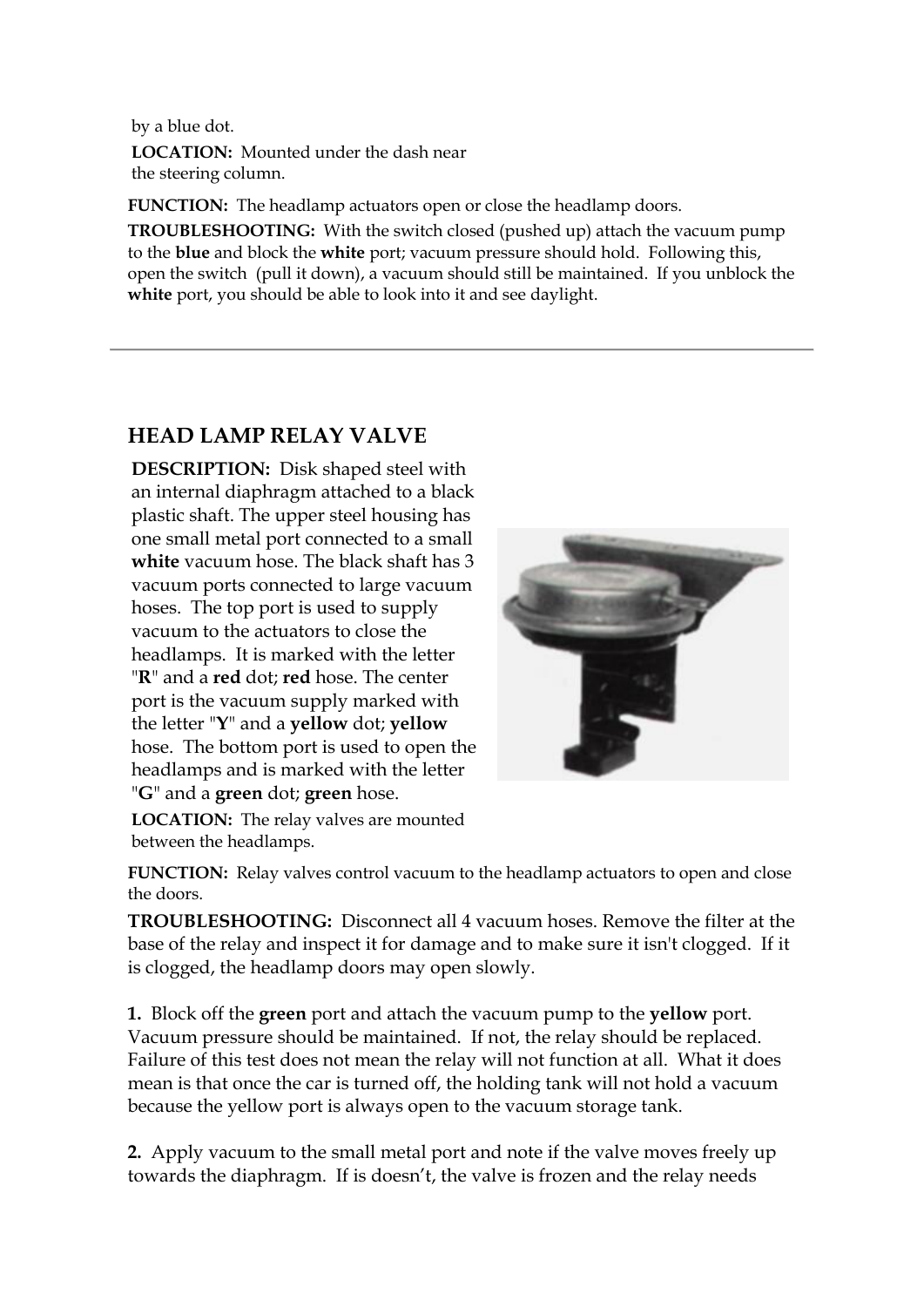by a blue dot.

**LOCATION:** Mounted under the dash near the steering column.

**FUNCTION:** The headlamp actuators open or close the headlamp doors.

**TROUBLESHOOTING:** With the switch closed (pushed up) attach the vacuum pump to the **blue** and block the **white** port; vacuum pressure should hold. Following this, open the switch (pull it down), a vacuum should still be maintained. If you unblock the **white** port, you should be able to look into it and see daylight.

---

## HEAD LAMP RELAY VALVE

**DESCRIPTION:** Disk shaped steel with an internal diaphragm attached to a black plastic shaft. The upper steel housing has one small metal port connected to a small **white** vacuum hose. The black shaft has 3 vacuum ports connected to large vacuum hoses. The top port is used to supply vacuum to the actuators to close the headlamps. It is marked with the letter "**R**" and a **red** dot; **red** hose. The center port is the vacuum supply marked with the letter "**Y**" and a **yellow** dot; **yellow** hose. The bottom port is used to open the headlamps and is marked with the letter "**G**" and a **green** dot; **green** hose.

**LOCATION:** The relay valves are mounted between the headlamps.

**FUNCTION:** Relay valves control vacuum to the headlamp actuators to open and close the doors.

**TROUBLESHOOTING:** Disconnect all 4 vacuum hoses. Remove the filter at the base of the relay and inspect it for damage and to make sure it isn't clogged. If it is clogged, the headlamp doors may open slowly.

**1.** Block off the **green** port and attach the vacuum pump to the **yellow** port. Vacuum pressure should be maintained. If not, the relay should be replaced. Failure of this test does not mean the relay will not function at all. What it does mean is that once the car is turned off, the holding tank will not hold a vacuum because the yellow port is always open to the vacuum storage tank.

**2.** Apply vacuum to the small metal port and note if the valve moves freely up towards the diaphragm. If is doesn't, the valve is frozen and the relay needs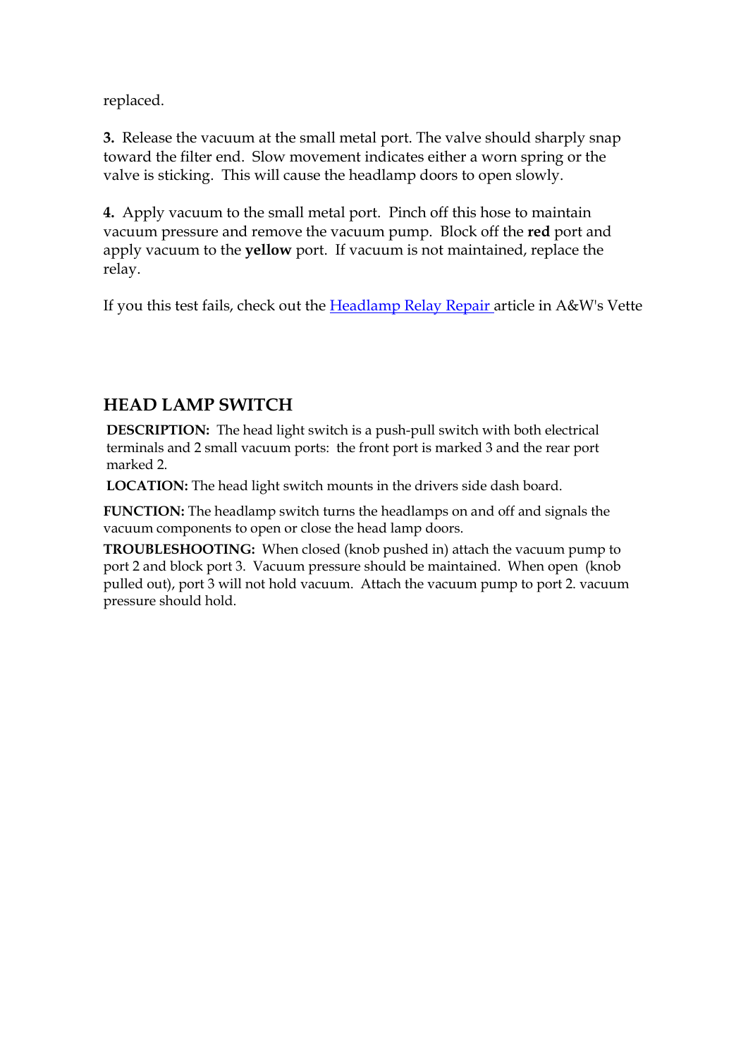replaced.

**3.** Release the vacuum at the small metal port. The valve should sharply snap toward the filter end. Slow movement indicates either a worn spring or the valve is sticking. This will cause the headlamp doors to open slowly.

**4.** Apply vacuum to the small metal port. Pinch off this hose to maintain vacuum pressure and remove the vacuum pump. Block off the **red** port and apply vacuum to the **yellow** port. If vacuum is not maintained, replace the relay.

If you this test fails, check out the Headlamp Relay Repair article in A&W's Vette

## HEAD LAMP SWITCH

**DESCRIPTION:** The head light switch is a push-pull switch with both electrical terminals and 2 small vacuum ports: the front port is marked 3 and the rear port marked 2.

**LOCATION:** The head light switch mounts in the drivers side dash board.

**FUNCTION:** The headlamp switch turns the headlamps on and off and signals the vacuum components to open or close the head lamp doors.

**TROUBLESHOOTING:** When closed (knob pushed in) attach the vacuum pump to port 2 and block port 3. Vacuum pressure should be maintained. When open (knob pulled out), port 3 will not hold vacuum. Attach the vacuum pump to port 2. vacuum pressure should hold.